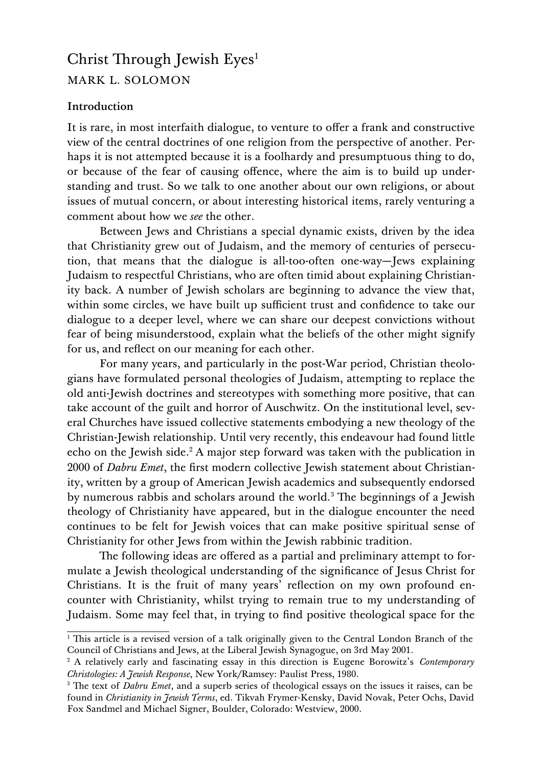# Christ Through Jewish Eyes[1]

MARK L. SOLOMON

## Introduction

It is rare, in most interfaith dialogue, to venture to offer a frank and constructive view of the central doctrines of one religion from the perspective of another. Perhaps it is not attempted because it is a foolhardy and presumptuous thing to do, or because of the fear of causing offence, where the aim is to build up understanding and trust. So we talk to one another about our own religions, or about issues of mutual concern, or about interesting historical items, rarely venturing a comment about how we *see* the other.

Between Jews and Christians a special dynamic exists, driven by the idea that Christianity grew out of Judaism, and the memory of centuries of persecution, that means that the dialogue is all-too-often one-way—Jews explaining Judaism to respectful Christians, who are often timid about explaining Christianity back. A number of Jewish scholars are beginning to advance the view that, within some circles, we have built up sufficient trust and confidence to take our dialogue to a deeper level, where we can share our deepest convictions without fear of being misunderstood, explain what the beliefs of the other might signify for us, and reflect on our meaning for each other.

For many years, and particularly in the post-War period, Christian theologians have formulated personal theologies of Judaism, attempting to replace the old anti-Jewish doctrines and stereotypes with something more positive, that can take account of the guilt and horror of Auschwitz. On the institutional level, several Churches have issued collective statements embodying a new theology of the Christian-Jewish relationship. Until very recently, this endeavour had found little echo on the Jewish side.[2] A major step forward was taken with the publication in 2000 of *Dabru Emet*, the first modern collective Jewish statement about Christianity, written by a group of American Jewish academics and subsequently endorsed by numerous rabbis and scholars around the world.[3] The beginnings of a Jewish theology of Christianity have appeared, but in the dialogue encounter the need continues to be felt for Jewish voices that can make positive spiritual sense of Christianity for other Jews from within the Jewish rabbinic tradition.

The following ideas are offered as a partial and preliminary attempt to formulate a Jewish theological understanding of the significance of Jesus Christ for Christians. It is the fruit of many years' reflection on my own profound encounter with Christianity, whilst trying to remain true to my understanding of Judaism. Some may feel that, in trying to find positive theological space for the

---

[1] This article is a revised version of a talk originally given to the Central London Branch of the Council of Christians and Jews, at the Liberal Jewish Synagogue, on 3rd May 2001.

[2] A relatively early and fascinating essay in this direction is Eugene Borowitz's *Contemporary Christologies: A Jewish Response*, New York/Ramsey: Paulist Press, 1980.

[3] The text of *Dabru Emet*, and a superb series of theological essays on the issues it raises, can be found in *Christianity in Jewish Terms*, ed. Tikvah Frymer-Kensky, David Novak, Peter Ochs, David Fox Sandmel and Michael Signer, Boulder, Colorado: Westview, 2000.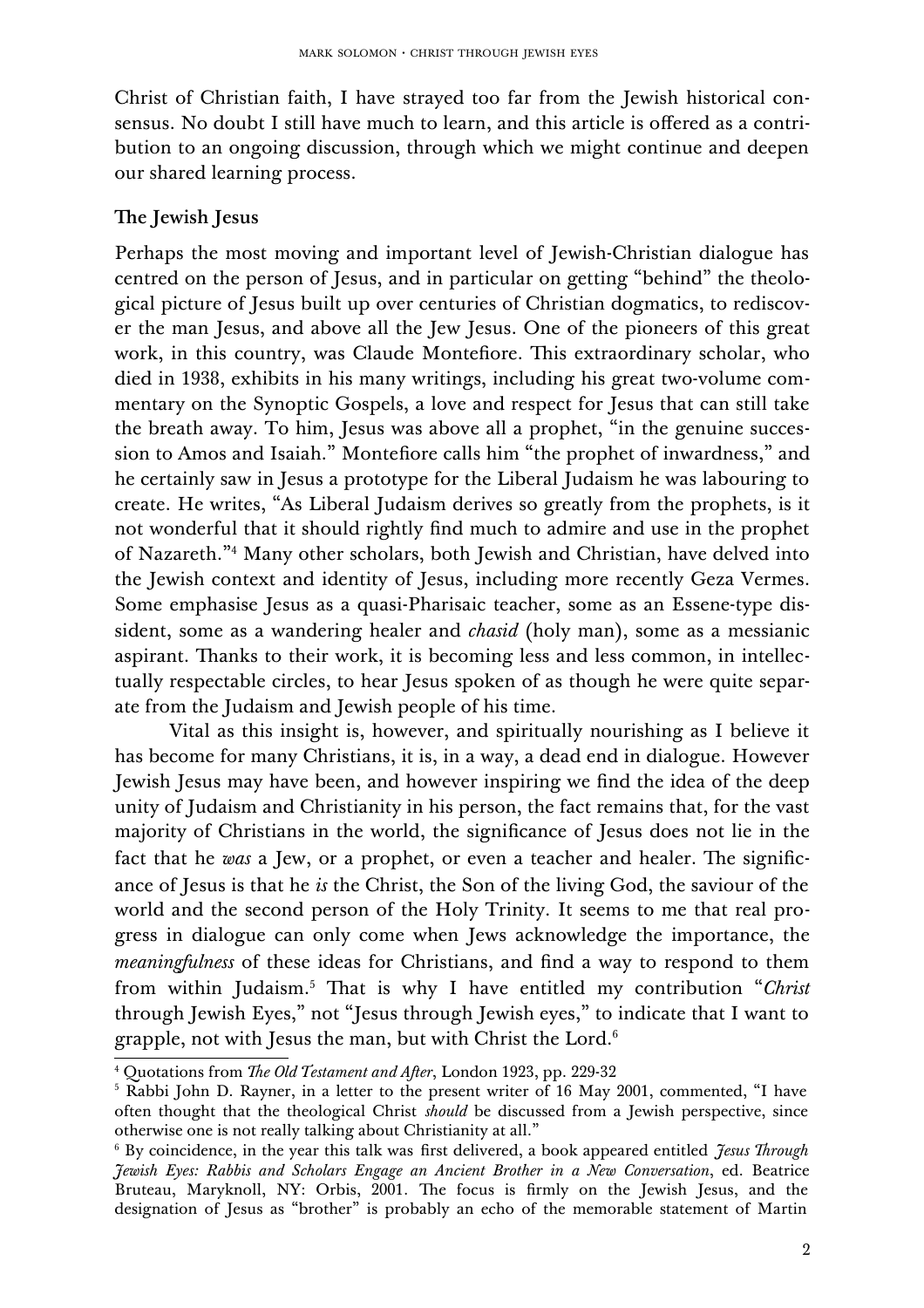Christ of Christian faith, I have strayed too far from the Jewish historical consensus. No doubt I still have much to learn, and this article is offered as a contribution to an ongoing discussion, through which we might continue and deepen our shared learning process.

## The Jewish Jesus

Perhaps the most moving and important level of Jewish-Christian dialogue has centred on the person of Jesus, and in particular on getting "behind" the theological picture of Jesus built up over centuries of Christian dogmatics, to rediscover the man Jesus, and above all the Jew Jesus. One of the pioneers of this great work, in this country, was Claude Montefiore. This extraordinary scholar, who died in 1938, exhibits in his many writings, including his great two-volume commentary on the Synoptic Gospels, a love and respect for Jesus that can still take the breath away. To him, Jesus was above all a prophet, "in the genuine succession to Amos and Isaiah." Montefiore calls him "the prophet of inwardness," and he certainly saw in Jesus a prototype for the Liberal Judaism he was labouring to create. He writes, "As Liberal Judaism derives so greatly from the prophets, is it not wonderful that it should rightly find much to admire and use in the prophet of Nazareth."[4] Many other scholars, both Jewish and Christian, have delved into the Jewish context and identity of Jesus, including more recently Geza Vermes. Some emphasise Jesus as a quasi-Pharisaic teacher, some as an Essene-type dissident, some as a wandering healer and *chasid* (holy man), some as a messianic aspirant. Thanks to their work, it is becoming less and less common, in intellectually respectable circles, to hear Jesus spoken of as though he were quite separate from the Judaism and Jewish people of his time.

Vital as this insight is, however, and spiritually nourishing as I believe it has become for many Christians, it is, in a way, a dead end in dialogue. However Jewish Jesus may have been, and however inspiring we find the idea of the deep unity of Judaism and Christianity in his person, the fact remains that, for the vast majority of Christians in the world, the significance of Jesus does not lie in the fact that he *was* a Jew, or a prophet, or even a teacher and healer. The significance of Jesus is that he *is* the Christ, the Son of the living God, the saviour of the world and the second person of the Holy Trinity. It seems to me that real progress in dialogue can only come when Jews acknowledge the importance, the *meaningfulness* of these ideas for Christians, and find a way to respond to them from within Judaism.[5] That is why I have entitled my contribution "*Christ* through Jewish Eyes," not "Jesus through Jewish eyes," to indicate that I want to grapple, not with Jesus the man, but with Christ the Lord.[6]

[4] Quotations from *The Old Testament and After*, London 1923, pp. 229-32

[5] Rabbi John D. Rayner, in a letter to the present writer of 16 May 2001, commented, "I have often thought that the theological Christ *should* be discussed from a Jewish perspective, since otherwise one is not really talking about Christianity at all."

[6] By coincidence, in the year this talk was first delivered, a book appeared entitled *Jesus Through Jewish Eyes: Rabbis and Scholars Engage an Ancient Brother in a New Conversation*, ed. Beatrice Bruteau, Maryknoll, NY: Orbis, 2001. The focus is firmly on the Jewish Jesus, and the designation of Jesus as "brother" is probably an echo of the memorable statement of Martin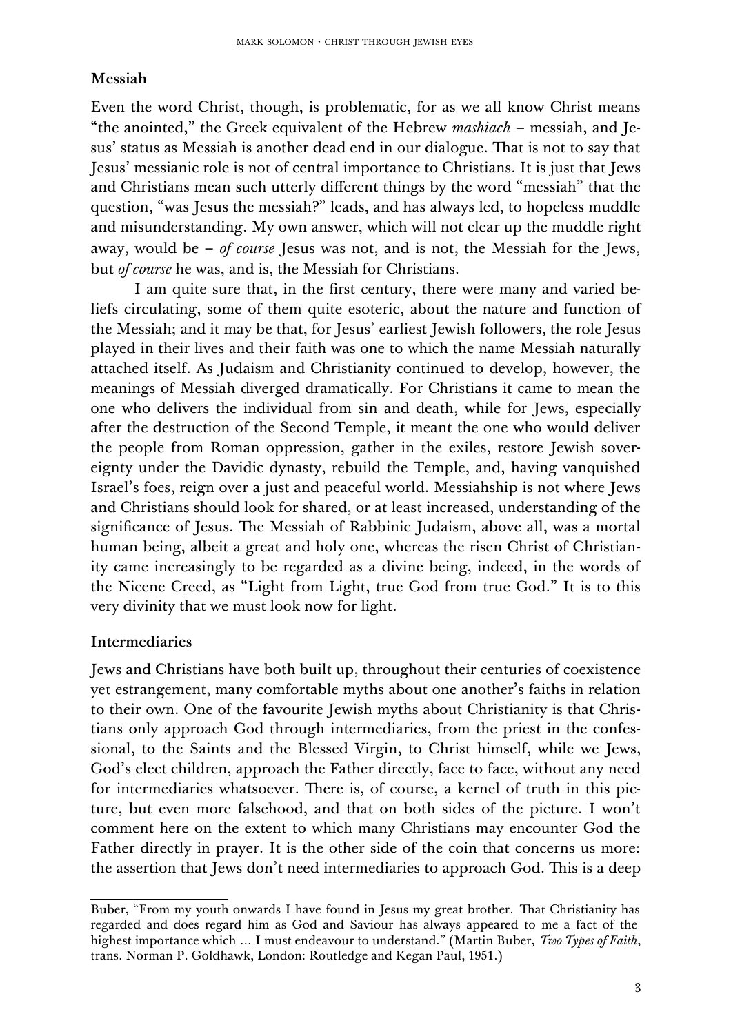### Messiah

Even the word Christ, though, is problematic, for as we all know Christ means "the anointed," the Greek equivalent of the Hebrew *mashiach* – messiah, and Jesus' status as Messiah is another dead end in our dialogue. That is not to say that Jesus' messianic role is not of central importance to Christians. It is just that Jews and Christians mean such utterly different things by the word "messiah" that the question, "was Jesus the messiah?" leads, and has always led, to hopeless muddle and misunderstanding. My own answer, which will not clear up the muddle right away, would be – *of course* Jesus was not, and is not, the Messiah for the Jews, but *of course* he was, and is, the Messiah for Christians.

I am quite sure that, in the first century, there were many and varied beliefs circulating, some of them quite esoteric, about the nature and function of the Messiah; and it may be that, for Jesus' earliest Jewish followers, the role Jesus played in their lives and their faith was one to which the name Messiah naturally attached itself. As Judaism and Christianity continued to develop, however, the meanings of Messiah diverged dramatically. For Christians it came to mean the one who delivers the individual from sin and death, while for Jews, especially after the destruction of the Second Temple, it meant the one who would deliver the people from Roman oppression, gather in the exiles, restore Jewish sovereignty under the Davidic dynasty, rebuild the Temple, and, having vanquished Israel's foes, reign over a just and peaceful world. Messiahship is not where Jews and Christians should look for shared, or at least increased, understanding of the significance of Jesus. The Messiah of Rabbinic Judaism, above all, was a mortal human being, albeit a great and holy one, whereas the risen Christ of Christianity came increasingly to be regarded as a divine being, indeed, in the words of the Nicene Creed, as "Light from Light, true God from true God." It is to this very divinity that we must look now for light.

### Intermediaries

Jews and Christians have both built up, throughout their centuries of coexistence yet estrangement, many comfortable myths about one another's faiths in relation to their own. One of the favourite Jewish myths about Christianity is that Christians only approach God through intermediaries, from the priest in the confessional, to the Saints and the Blessed Virgin, to Christ himself, while we Jews, God's elect children, approach the Father directly, face to face, without any need for intermediaries whatsoever. There is, of course, a kernel of truth in this picture, but even more falsehood, and that on both sides of the picture. I won't comment here on the extent to which many Christians may encounter God the Father directly in prayer. It is the other side of the coin that concerns us more: the assertion that Jews don't need intermediaries to approach God. This is a deep

---

Buber, "From my youth onwards I have found in Jesus my great brother. That Christianity has regarded and does regard him as God and Saviour has always appeared to me a fact of the highest importance which ... I must endeavour to understand." (Martin Buber, *Two Types of Faith*, trans. Norman P. Goldhawk, London: Routledge and Kegan Paul, 1951.)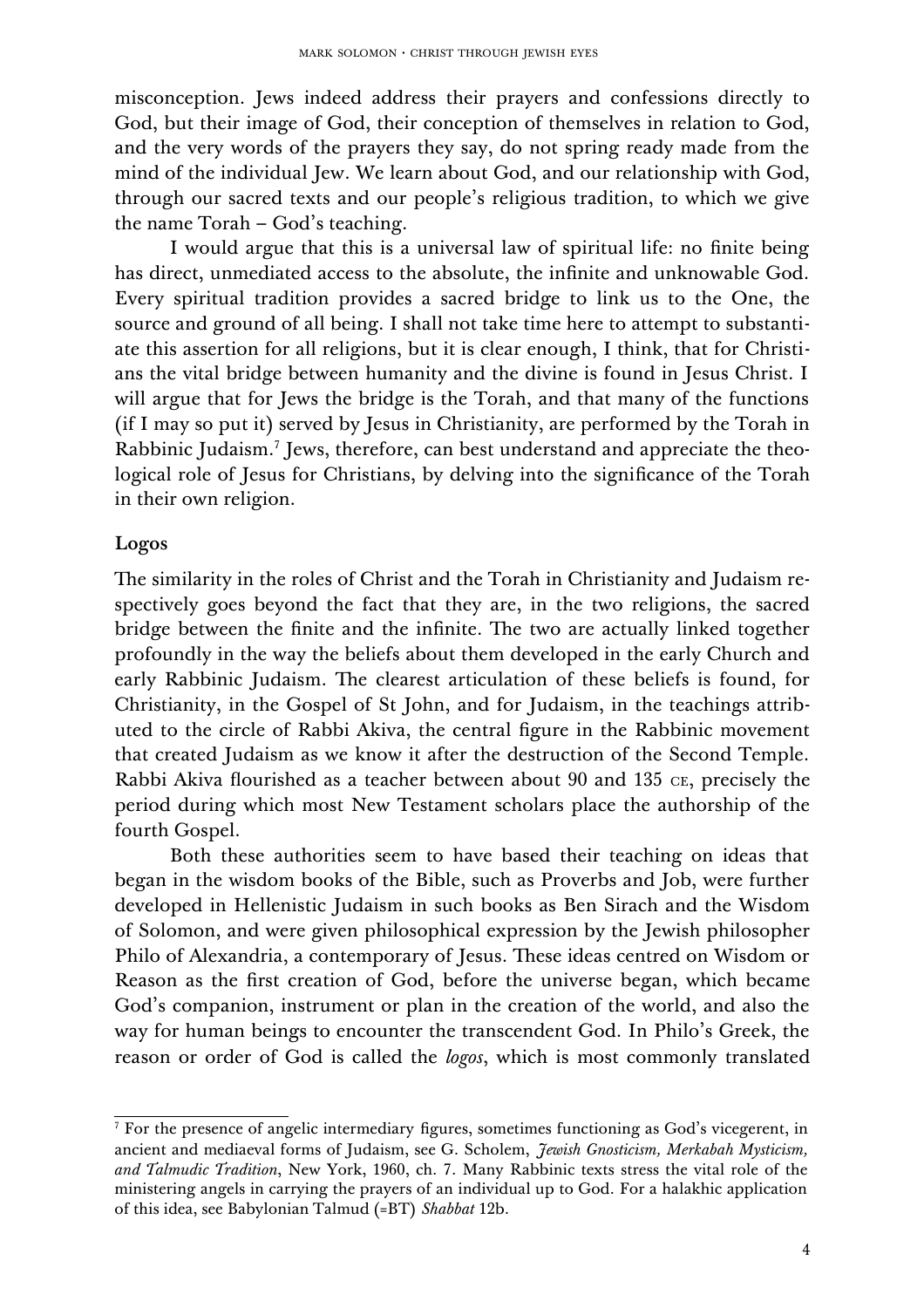misconception. Jews indeed address their prayers and confessions directly to God, but their image of God, their conception of themselves in relation to God, and the very words of the prayers they say, do not spring ready made from the mind of the individual Jew. We learn about God, and our relationship with God, through our sacred texts and our people's religious tradition, to which we give the name Torah – God's teaching.

I would argue that this is a universal law of spiritual life: no finite being has direct, unmediated access to the absolute, the infinite and unknowable God. Every spiritual tradition provides a sacred bridge to link us to the One, the source and ground of all being. I shall not take time here to attempt to substantiate this assertion for all religions, but it is clear enough, I think, that for Christians the vital bridge between humanity and the divine is found in Jesus Christ. I will argue that for Jews the bridge is the Torah, and that many of the functions (if I may so put it) served by Jesus in Christianity, are performed by the Torah in Rabbinic Judaism.[7] Jews, therefore, can best understand and appreciate the theological role of Jesus for Christians, by delving into the significance of the Torah in their own religion.

**Logos**

The similarity in the roles of Christ and the Torah in Christianity and Judaism respectively goes beyond the fact that they are, in the two religions, the sacred bridge between the finite and the infinite. The two are actually linked together profoundly in the way the beliefs about them developed in the early Church and early Rabbinic Judaism. The clearest articulation of these beliefs is found, for Christianity, in the Gospel of St John, and for Judaism, in the teachings attributed to the circle of Rabbi Akiva, the central figure in the Rabbinic movement that created Judaism as we know it after the destruction of the Second Temple. Rabbi Akiva flourished as a teacher between about 90 and 135 CE, precisely the period during which most New Testament scholars place the authorship of the fourth Gospel.

Both these authorities seem to have based their teaching on ideas that began in the wisdom books of the Bible, such as Proverbs and Job, were further developed in Hellenistic Judaism in such books as Ben Sirach and the Wisdom of Solomon, and were given philosophical expression by the Jewish philosopher Philo of Alexandria, a contemporary of Jesus. These ideas centred on Wisdom or Reason as the first creation of God, before the universe began, which became God's companion, instrument or plan in the creation of the world, and also the way for human beings to encounter the transcendent God. In Philo's Greek, the reason or order of God is called the *logos*, which is most commonly translated

[7] For the presence of angelic intermediary figures, sometimes functioning as God's vicegerent, in ancient and mediaeval forms of Judaism, see G. Scholem, *Jewish Gnosticism, Merkabah Mysticism, and Talmudic Tradition*, New York, 1960, ch. 7. Many Rabbinic texts stress the vital role of the ministering angels in carrying the prayers of an individual up to God. For a halakhic application of this idea, see Babylonian Talmud (=BT) *Shabbat* 12b.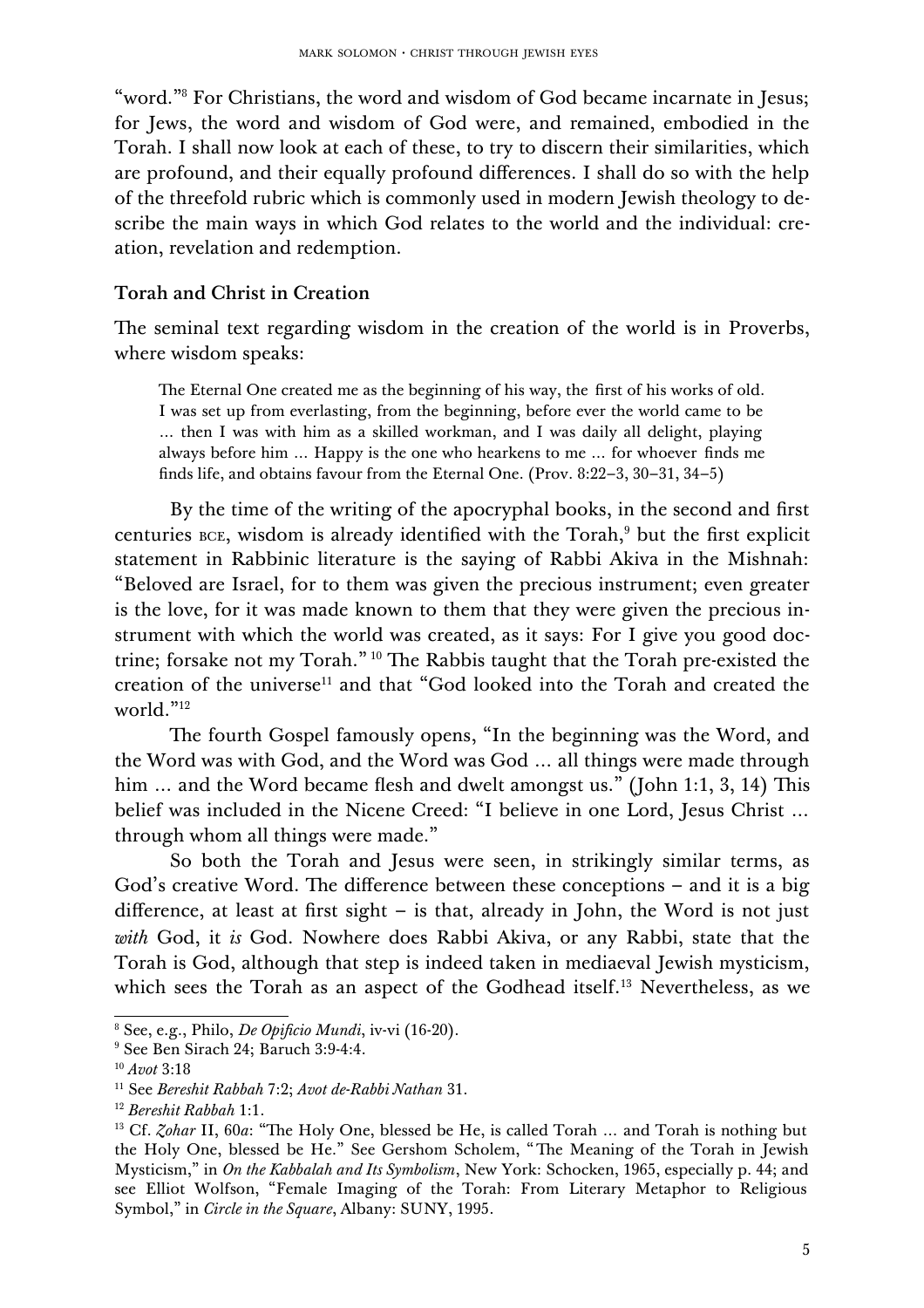"word."[8] For Christians, the word and wisdom of God became incarnate in Jesus; for Jews, the word and wisdom of God were, and remained, embodied in the Torah. I shall now look at each of these, to try to discern their similarities, which are profound, and their equally profound differences. I shall do so with the help of the threefold rubric which is commonly used in modern Jewish theology to describe the main ways in which God relates to the world and the individual: creation, revelation and redemption.

### Torah and Christ in Creation

The seminal text regarding wisdom in the creation of the world is in Proverbs, where wisdom speaks:

> The Eternal One created me as the beginning of his way, the first of his works of old. I was set up from everlasting, from the beginning, before ever the world came to be … then I was with him as a skilled workman, and I was daily all delight, playing always before him … Happy is the one who hearkens to me … for whoever finds me finds life, and obtains favour from the Eternal One. (Prov. 8:22–3, 30–31, 34–5)

By the time of the writing of the apocryphal books, in the second and first centuries BCE, wisdom is already identified with the Torah,[9] but the first explicit statement in Rabbinic literature is the saying of Rabbi Akiva in the Mishnah: "Beloved are Israel, for to them was given the precious instrument; even greater is the love, for it was made known to them that they were given the precious instrument with which the world was created, as it says: For I give you good doctrine; forsake not my Torah."[10] The Rabbis taught that the Torah pre-existed the creation of the universe[11] and that "God looked into the Torah and created the world."[12]

The fourth Gospel famously opens, "In the beginning was the Word, and the Word was with God, and the Word was God … all things were made through him … and the Word became flesh and dwelt amongst us." (John 1:1, 3, 14) This belief was included in the Nicene Creed: "I believe in one Lord, Jesus Christ … through whom all things were made."

So both the Torah and Jesus were seen, in strikingly similar terms, as God's creative Word. The difference between these conceptions – and it is a big difference, at least at first sight – is that, already in John, the Word is not just *with* God, it *is* God. Nowhere does Rabbi Akiva, or any Rabbi, state that the Torah is God, although that step is indeed taken in mediaeval Jewish mysticism, which sees the Torah as an aspect of the Godhead itself.[13] Nevertheless, as we

---

[8] See, e.g., Philo, *De Opificio Mundi*, iv-vi (16-20).

[9] See Ben Sirach 24; Baruch 3:9-4:4.

[10] *Avot* 3:18

[11] See *Bereshit Rabbah* 7:2; *Avot de-Rabbi Nathan* 31.

[12] *Bereshit Rabbah* 1:1.

[13] Cf. *Zohar* II, 60*a*: "The Holy One, blessed be He, is called Torah … and Torah is nothing but the Holy One, blessed be He." See Gershom Scholem, "The Meaning of the Torah in Jewish Mysticism," in *On the Kabbalah and Its Symbolism*, New York: Schocken, 1965, especially p. 44; and see Elliot Wolfson, "Female Imaging of the Torah: From Literary Metaphor to Religious Symbol," in *Circle in the Square*, Albany: SUNY, 1995.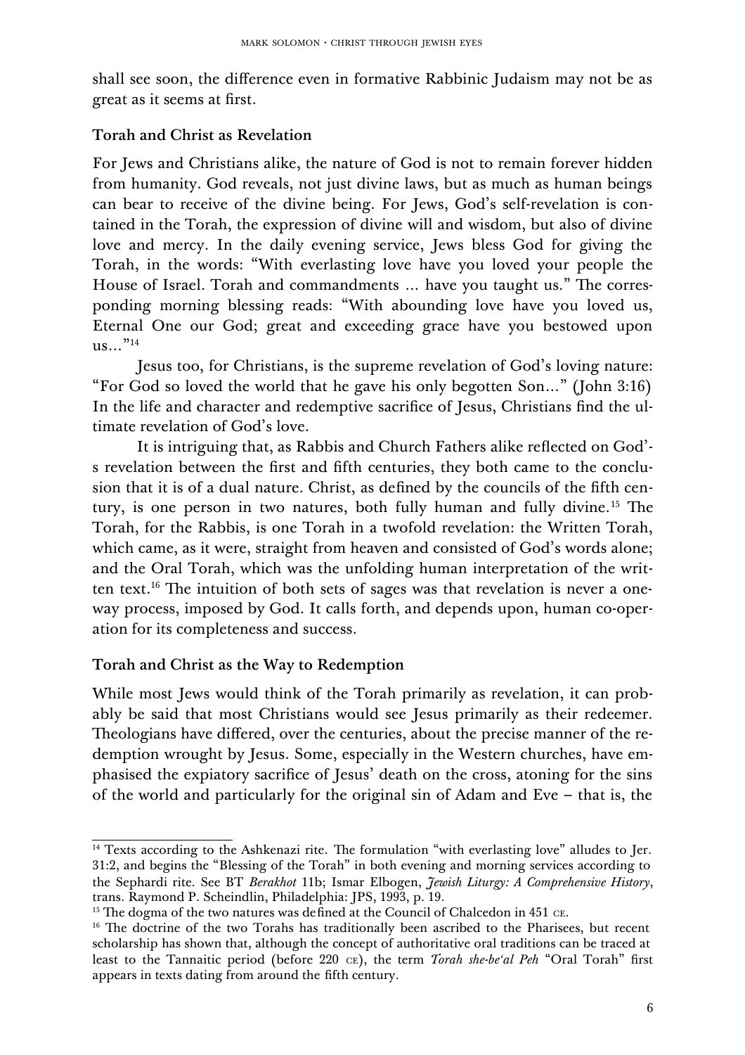shall see soon, the difference even in formative Rabbinic Judaism may not be as great as it seems at first.

### Torah and Christ as Revelation

For Jews and Christians alike, the nature of God is not to remain forever hidden from humanity. God reveals, not just divine laws, but as much as human beings can bear to receive of the divine being. For Jews, God's self-revelation is contained in the Torah, the expression of divine will and wisdom, but also of divine love and mercy. In the daily evening service, Jews bless God for giving the Torah, in the words: "With everlasting love have you loved your people the House of Israel. Torah and commandments … have you taught us." The corresponding morning blessing reads: "With abounding love have you loved us, Eternal One our God; great and exceeding grace have you bestowed upon us…"[14]

Jesus too, for Christians, is the supreme revelation of God's loving nature: "For God so loved the world that he gave his only begotten Son…" (John 3:16) In the life and character and redemptive sacrifice of Jesus, Christians find the ultimate revelation of God's love.

It is intriguing that, as Rabbis and Church Fathers alike reflected on God's revelation between the first and fifth centuries, they both came to the conclusion that it is of a dual nature. Christ, as defined by the councils of the fifth century, is one person in two natures, both fully human and fully divine.[15] The Torah, for the Rabbis, is one Torah in a twofold revelation: the Written Torah, which came, as it were, straight from heaven and consisted of God's words alone; and the Oral Torah, which was the unfolding human interpretation of the written text.[16] The intuition of both sets of sages was that revelation is never a one-way process, imposed by God. It calls forth, and depends upon, human co-operation for its completeness and success.

### Torah and Christ as the Way to Redemption

While most Jews would think of the Torah primarily as revelation, it can probably be said that most Christians would see Jesus primarily as their redeemer. Theologians have differed, over the centuries, about the precise manner of the redemption wrought by Jesus. Some, especially in the Western churches, have emphasised the expiatory sacrifice of Jesus' death on the cross, atoning for the sins of the world and particularly for the original sin of Adam and Eve – that is, the

---

[14] Texts according to the Ashkenazi rite. The formulation "with everlasting love" alludes to Jer. 31:2, and begins the "Blessing of the Torah" in both evening and morning services according to the Sephardi rite. See BT *Berakhot* 11b; Ismar Elbogen, *Jewish Liturgy: A Comprehensive History*, trans. Raymond P. Scheindlin, Philadelphia: JPS, 1993, p. 19.

[15] The dogma of the two natures was defined at the Council of Chalcedon in 451 CE.

[16] The doctrine of the two Torahs has traditionally been ascribed to the Pharisees, but recent scholarship has shown that, although the concept of authoritative oral traditions can be traced at least to the Tannaitic period (before 220 CE), the term *Torah she-be'al Peh* "Oral Torah" first appears in texts dating from around the fifth century.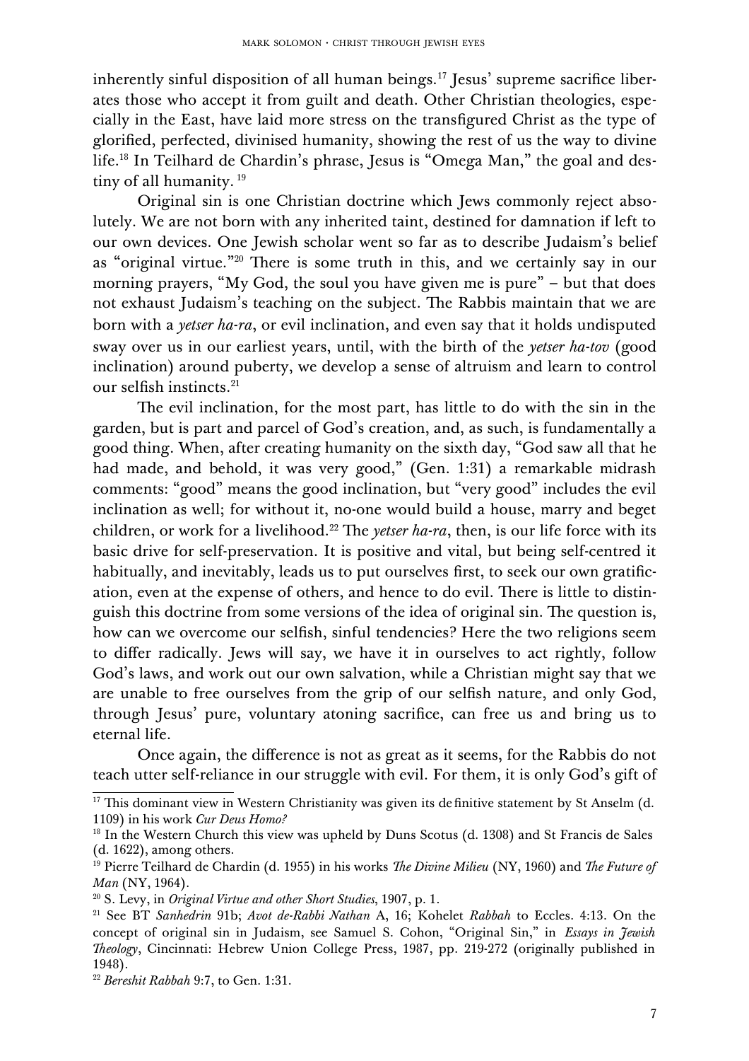inherently sinful disposition of all human beings.[17] Jesus' supreme sacrifice liberates those who accept it from guilt and death. Other Christian theologies, especially in the East, have laid more stress on the transfigured Christ as the type of glorified, perfected, divinised humanity, showing the rest of us the way to divine life.[18] In Teilhard de Chardin's phrase, Jesus is "Omega Man," the goal and destiny of all humanity. [19]

Original sin is one Christian doctrine which Jews commonly reject absolutely. We are not born with any inherited taint, destined for damnation if left to our own devices. One Jewish scholar went so far as to describe Judaism's belief as "original virtue."[20] There is some truth in this, and we certainly say in our morning prayers, "My God, the soul you have given me is pure" – but that does not exhaust Judaism's teaching on the subject. The Rabbis maintain that we are born with a *yetser ha-ra*, or evil inclination, and even say that it holds undisputed sway over us in our earliest years, until, with the birth of the *yetser ha-tov* (good inclination) around puberty, we develop a sense of altruism and learn to control our selfish instincts.[21]

The evil inclination, for the most part, has little to do with the sin in the garden, but is part and parcel of God's creation, and, as such, is fundamentally a good thing. When, after creating humanity on the sixth day, "God saw all that he had made, and behold, it was very good," (Gen. 1:31) a remarkable midrash comments: "good" means the good inclination, but "very good" includes the evil inclination as well; for without it, no-one would build a house, marry and beget children, or work for a livelihood.[22] The *yetser ha-ra*, then, is our life force with its basic drive for self-preservation. It is positive and vital, but being self-centred it habitually, and inevitably, leads us to put ourselves first, to seek our own gratification, even at the expense of others, and hence to do evil. There is little to distinguish this doctrine from some versions of the idea of original sin. The question is, how can we overcome our selfish, sinful tendencies? Here the two religions seem to differ radically. Jews will say, we have it in ourselves to act rightly, follow God's laws, and work out our own salvation, while a Christian might say that we are unable to free ourselves from the grip of our selfish nature, and only God, through Jesus' pure, voluntary atoning sacrifice, can free us and bring us to eternal life.

Once again, the difference is not as great as it seems, for the Rabbis do not teach utter self-reliance in our struggle with evil. For them, it is only God's gift of

---

[17] This dominant view in Western Christianity was given its definitive statement by St Anselm (d. 1109) in his work *Cur Deus Homo?*

[18] In the Western Church this view was upheld by Duns Scotus (d. 1308) and St Francis de Sales (d. 1622), among others.

[19] Pierre Teilhard de Chardin (d. 1955) in his works *The Divine Milieu* (NY, 1960) and *The Future of Man* (NY, 1964).

[20] S. Levy, in *Original Virtue and other Short Studies*, 1907, p. 1.

[21] See BT *Sanhedrin* 91b; *Avot de-Rabbi Nathan* A, 16; Kohelet *Rabbah* to Eccles. 4:13. On the concept of original sin in Judaism, see Samuel S. Cohon, "Original Sin," in *Essays in Jewish Theology*, Cincinnati: Hebrew Union College Press, 1987, pp. 219-272 (originally published in 1948).

[22] *Bereshit Rabbah* 9:7, to Gen. 1:31.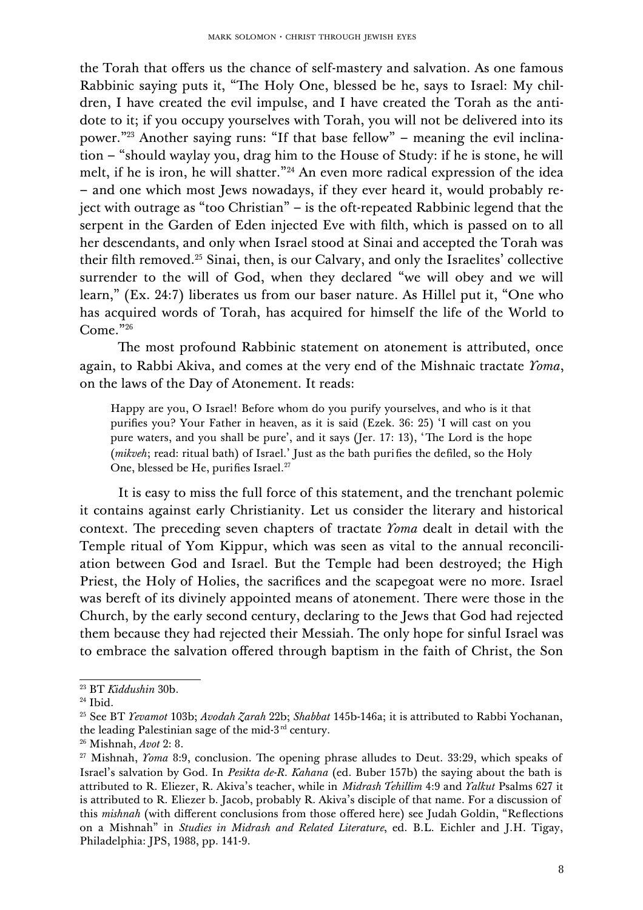the Torah that offers us the chance of self-mastery and salvation. As one famous Rabbinic saying puts it, "The Holy One, blessed be he, says to Israel: My children, I have created the evil impulse, and I have created the Torah as the antidote to it; if you occupy yourselves with Torah, you will not be delivered into its power."[23] Another saying runs: "If that base fellow" – meaning the evil inclination – "should waylay you, drag him to the House of Study: if he is stone, he will melt, if he is iron, he will shatter."[24] An even more radical expression of the idea – and one which most Jews nowadays, if they ever heard it, would probably reject with outrage as "too Christian" – is the oft-repeated Rabbinic legend that the serpent in the Garden of Eden injected Eve with filth, which is passed on to all her descendants, and only when Israel stood at Sinai and accepted the Torah was their filth removed.[25] Sinai, then, is our Calvary, and only the Israelites' collective surrender to the will of God, when they declared "we will obey and we will learn," (Ex. 24:7) liberates us from our baser nature. As Hillel put it, "One who has acquired words of Torah, has acquired for himself the life of the World to Come."[26]

The most profound Rabbinic statement on atonement is attributed, once again, to Rabbi Akiva, and comes at the very end of the Mishnaic tractate *Yoma*, on the laws of the Day of Atonement. It reads:

> Happy are you, O Israel! Before whom do you purify yourselves, and who is it that purifies you? Your Father in heaven, as it is said (Ezek. 36: 25) 'I will cast on you pure waters, and you shall be pure', and it says (Jer. 17: 13), 'The Lord is the hope (*mikveh*; read: ritual bath) of Israel.' Just as the bath purifies the defiled, so the Holy One, blessed be He, purifies Israel.[27]

It is easy to miss the full force of this statement, and the trenchant polemic it contains against early Christianity. Let us consider the literary and historical context. The preceding seven chapters of tractate *Yoma* dealt in detail with the Temple ritual of Yom Kippur, which was seen as vital to the annual reconciliation between God and Israel. But the Temple had been destroyed; the High Priest, the Holy of Holies, the sacrifices and the scapegoat were no more. Israel was bereft of its divinely appointed means of atonement. There were those in the Church, by the early second century, declaring to the Jews that God had rejected them because they had rejected their Messiah. The only hope for sinful Israel was to embrace the salvation offered through baptism in the faith of Christ, the Son

---

[23] BT *Kiddushin* 30b.

[24] Ibid.

[25] See BT *Yevamot* 103b; *Avodah Zarah* 22b; *Shabbat* 145b-146a; it is attributed to Rabbi Yochanan, the leading Palestinian sage of the mid-3rd century.

[26] Mishnah, *Avot* 2: 8.

[27] Mishnah, *Yoma* 8:9, conclusion. The opening phrase alludes to Deut. 33:29, which speaks of Israel's salvation by God. In *Pesikta de-R. Kahana* (ed. Buber 157b) the saying about the bath is attributed to R. Eliezer, R. Akiva's teacher, while in *Midrash Tehillim* 4:9 and *Yalkut* Psalms 627 it is attributed to R. Eliezer b. Jacob, probably R. Akiva's disciple of that name. For a discussion of this *mishnah* (with different conclusions from those offered here) see Judah Goldin, "Reflections on a Mishnah" in *Studies in Midrash and Related Literature*, ed. B.L. Eichler and J.H. Tigay, Philadelphia: JPS, 1988, pp. 141-9.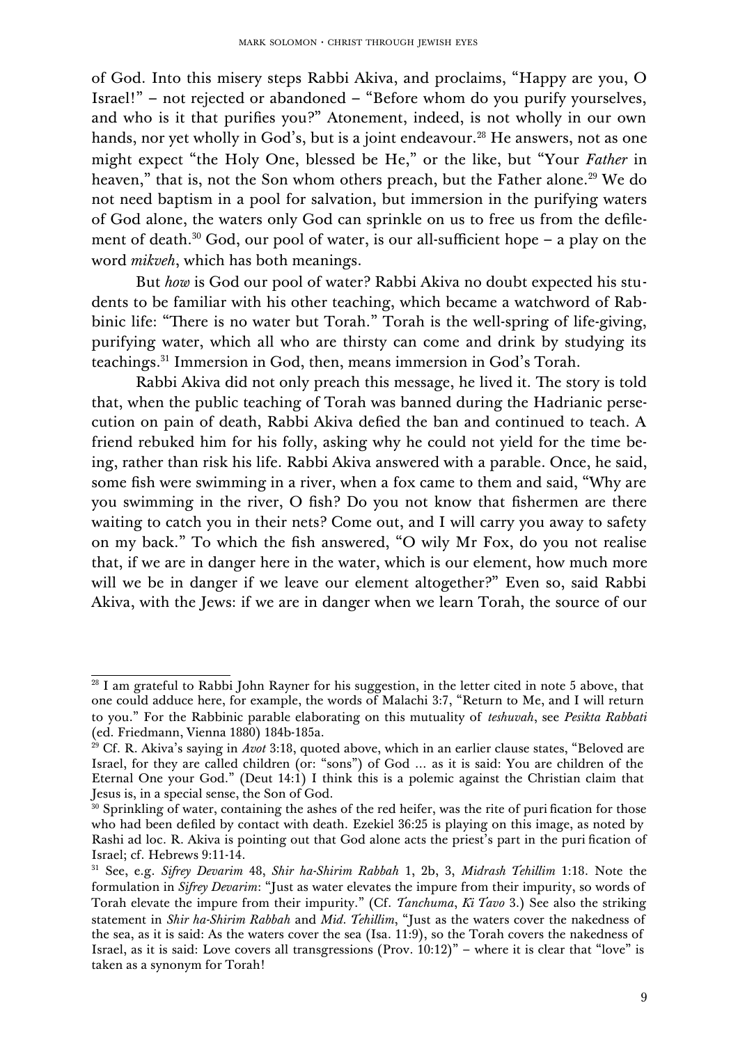of God. Into this misery steps Rabbi Akiva, and proclaims, "Happy are you, O Israel!" – not rejected or abandoned – "Before whom do you purify yourselves, and who is it that purifies you?" Atonement, indeed, is not wholly in our own hands, nor yet wholly in God's, but is a joint endeavour.[28] He answers, not as one might expect "the Holy One, blessed be He," or the like, but "Your *Father* in heaven," that is, not the Son whom others preach, but the Father alone.[29] We do not need baptism in a pool for salvation, but immersion in the purifying waters of God alone, the waters only God can sprinkle on us to free us from the defilement of death.[30] God, our pool of water, is our all-sufficient hope – a play on the word *mikveh*, which has both meanings.

But *how* is God our pool of water? Rabbi Akiva no doubt expected his students to be familiar with his other teaching, which became a watchword of Rabbinic life: "There is no water but Torah." Torah is the well-spring of life-giving, purifying water, which all who are thirsty can come and drink by studying its teachings.[31] Immersion in God, then, means immersion in God's Torah.

Rabbi Akiva did not only preach this message, he lived it. The story is told that, when the public teaching of Torah was banned during the Hadrianic persecution on pain of death, Rabbi Akiva defied the ban and continued to teach. A friend rebuked him for his folly, asking why he could not yield for the time being, rather than risk his life. Rabbi Akiva answered with a parable. Once, he said, some fish were swimming in a river, when a fox came to them and said, "Why are you swimming in the river, O fish? Do you not know that fishermen are there waiting to catch you in their nets? Come out, and I will carry you away to safety on my back." To which the fish answered, "O wily Mr Fox, do you not realise that, if we are in danger here in the water, which is our element, how much more will we be in danger if we leave our element altogether?" Even so, said Rabbi Akiva, with the Jews: if we are in danger when we learn Torah, the source of our

---

[28] I am grateful to Rabbi John Rayner for his suggestion, in the letter cited in note 5 above, that one could adduce here, for example, the words of Malachi 3:7, "Return to Me, and I will return to you." For the Rabbinic parable elaborating on this mutuality of *teshuvah*, see *Pesikta Rabbati* (ed. Friedmann, Vienna 1880) 184b-185a.

[29] Cf. R. Akiva's saying in *Avot* 3:18, quoted above, which in an earlier clause states, "Beloved are Israel, for they are called children (or: "sons") of God … as it is said: You are children of the Eternal One your God." (Deut 14:1) I think this is a polemic against the Christian claim that Jesus is, in a special sense, the Son of God.

[30] Sprinkling of water, containing the ashes of the red heifer, was the rite of purification for those who had been defiled by contact with death. Ezekiel 36:25 is playing on this image, as noted by Rashi ad loc. R. Akiva is pointing out that God alone acts the priest's part in the purification of Israel; cf. Hebrews 9:11-14.

[31] See, e.g. *Sifrey Devarim* 48, *Shir ha-Shirim Rabbah* 1, 2b, 3, *Midrash Tehillim* 1:18. Note the formulation in *Sifrey Devarim*: "Just as water elevates the impure from their impurity, so words of Torah elevate the impure from their impurity." (Cf. *Tanchuma*, *Ki Tavo* 3.) See also the striking statement in *Shir ha-Shirim Rabbah* and *Mid. Tehillim*, "Just as the waters cover the nakedness of the sea, as it is said: As the waters cover the sea (Isa. 11:9), so the Torah covers the nakedness of Israel, as it is said: Love covers all transgressions (Prov. 10:12)" – where it is clear that "love" is taken as a synonym for Torah!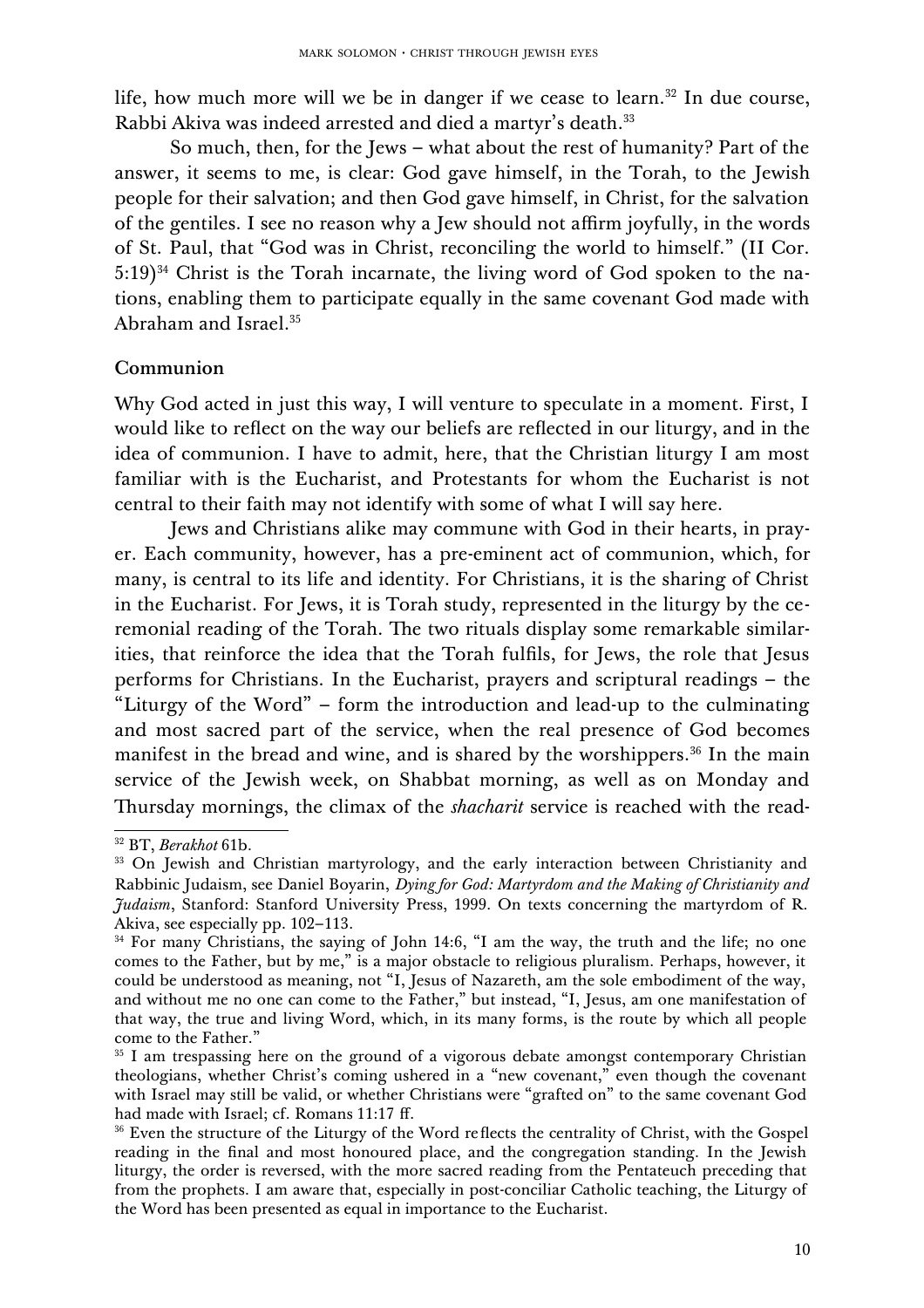life, how much more will we be in danger if we cease to learn.[32] In due course, Rabbi Akiva was indeed arrested and died a martyr's death.[33]

So much, then, for the Jews – what about the rest of humanity? Part of the answer, it seems to me, is clear: God gave himself, in the Torah, to the Jewish people for their salvation; and then God gave himself, in Christ, for the salvation of the gentiles. I see no reason why a Jew should not affirm joyfully, in the words of St. Paul, that "God was in Christ, reconciling the world to himself." (II Cor. 5:19)[34] Christ is the Torah incarnate, the living word of God spoken to the nations, enabling them to participate equally in the same covenant God made with Abraham and Israel.[35]

## Communion

Why God acted in just this way, I will venture to speculate in a moment. First, I would like to reflect on the way our beliefs are reflected in our liturgy, and in the idea of communion. I have to admit, here, that the Christian liturgy I am most familiar with is the Eucharist, and Protestants for whom the Eucharist is not central to their faith may not identify with some of what I will say here.

Jews and Christians alike may commune with God in their hearts, in prayer. Each community, however, has a pre-eminent act of communion, which, for many, is central to its life and identity. For Christians, it is the sharing of Christ in the Eucharist. For Jews, it is Torah study, represented in the liturgy by the ceremonial reading of the Torah. The two rituals display some remarkable similarities, that reinforce the idea that the Torah fulfils, for Jews, the role that Jesus performs for Christians. In the Eucharist, prayers and scriptural readings – the "Liturgy of the Word" – form the introduction and lead-up to the culminating and most sacred part of the service, when the real presence of God becomes manifest in the bread and wine, and is shared by the worshippers.[36] In the main service of the Jewish week, on Shabbat morning, as well as on Monday and Thursday mornings, the climax of the *shacharit* service is reached with the read-

---

[32] BT, *Berakhot* 61b.

[33] On Jewish and Christian martyrology, and the early interaction between Christianity and Rabbinic Judaism, see Daniel Boyarin, *Dying for God: Martyrdom and the Making of Christianity and Judaism*, Stanford: Stanford University Press, 1999. On texts concerning the martyrdom of R. Akiva, see especially pp. 102–113.

[34] For many Christians, the saying of John 14:6, "I am the way, the truth and the life; no one comes to the Father, but by me," is a major obstacle to religious pluralism. Perhaps, however, it could be understood as meaning, not "I, Jesus of Nazareth, am the sole embodiment of the way, and without me no one can come to the Father," but instead, "I, Jesus, am one manifestation of that way, the true and living Word, which, in its many forms, is the route by which all people come to the Father."

[35] I am trespassing here on the ground of a vigorous debate amongst contemporary Christian theologians, whether Christ's coming ushered in a "new covenant," even though the covenant with Israel may still be valid, or whether Christians were "grafted on" to the same covenant God had made with Israel; cf. Romans 11:17 ff.

[36] Even the structure of the Liturgy of the Word reflects the centrality of Christ, with the Gospel reading in the final and most honoured place, and the congregation standing. In the Jewish liturgy, the order is reversed, with the more sacred reading from the Pentateuch preceding that from the prophets. I am aware that, especially in post-conciliar Catholic teaching, the Liturgy of the Word has been presented as equal in importance to the Eucharist.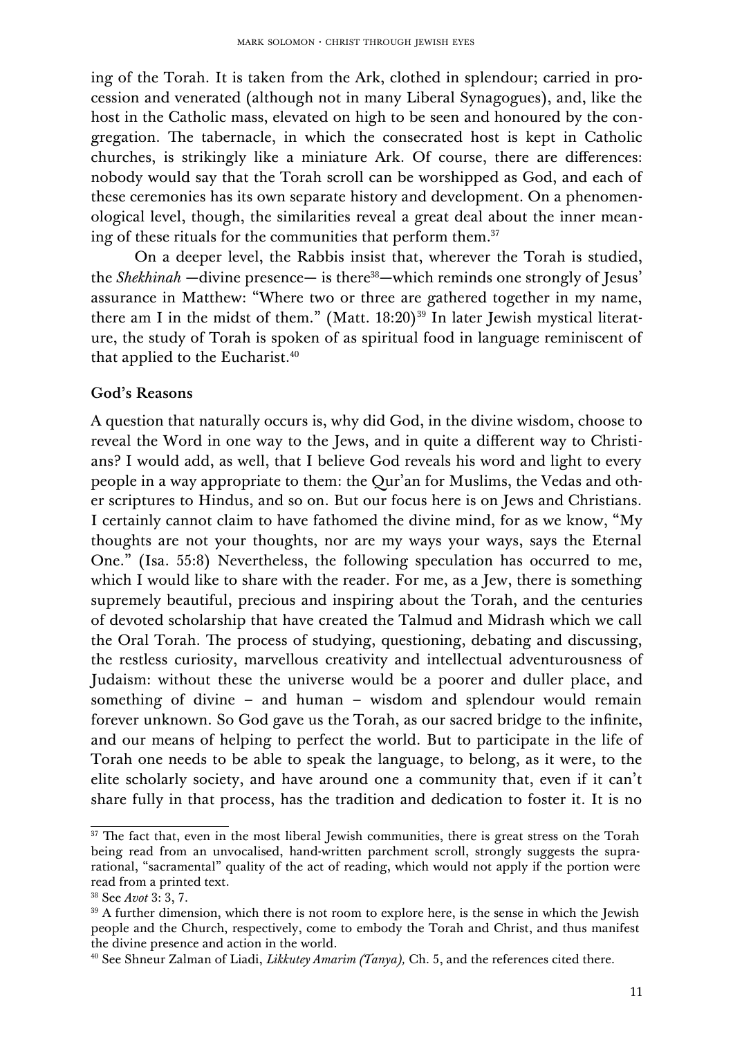ing of the Torah. It is taken from the Ark, clothed in splendour; carried in procession and venerated (although not in many Liberal Synagogues), and, like the host in the Catholic mass, elevated on high to be seen and honoured by the congregation. The tabernacle, in which the consecrated host is kept in Catholic churches, is strikingly like a miniature Ark. Of course, there are differences: nobody would say that the Torah scroll can be worshipped as God, and each of these ceremonies has its own separate history and development. On a phenomenological level, though, the similarities reveal a great deal about the inner meaning of these rituals for the communities that perform them.[37]

On a deeper level, the Rabbis insist that, wherever the Torah is studied, the *Shekhinah* —divine presence— is there[38]—which reminds one strongly of Jesus' assurance in Matthew: "Where two or three are gathered together in my name, there am I in the midst of them." (Matt. 18:20)[39] In later Jewish mystical literature, the study of Torah is spoken of as spiritual food in language reminiscent of that applied to the Eucharist.[40]

**God's Reasons**

A question that naturally occurs is, why did God, in the divine wisdom, choose to reveal the Word in one way to the Jews, and in quite a different way to Christians? I would add, as well, that I believe God reveals his word and light to every people in a way appropriate to them: the Qur'an for Muslims, the Vedas and other scriptures to Hindus, and so on. But our focus here is on Jews and Christians. I certainly cannot claim to have fathomed the divine mind, for as we know, "My thoughts are not your thoughts, nor are my ways your ways, says the Eternal One." (Isa. 55:8) Nevertheless, the following speculation has occurred to me, which I would like to share with the reader. For me, as a Jew, there is something supremely beautiful, precious and inspiring about the Torah, and the centuries of devoted scholarship that have created the Talmud and Midrash which we call the Oral Torah. The process of studying, questioning, debating and discussing, the restless curiosity, marvellous creativity and intellectual adventurousness of Judaism: without these the universe would be a poorer and duller place, and something of divine – and human – wisdom and splendour would remain forever unknown. So God gave us the Torah, as our sacred bridge to the infinite, and our means of helping to perfect the world. But to participate in the life of Torah one needs to be able to speak the language, to belong, as it were, to the elite scholarly society, and have around one a community that, even if it can't share fully in that process, has the tradition and dedication to foster it. It is no

---

[37] The fact that, even in the most liberal Jewish communities, there is great stress on the Torah being read from an unvocalised, hand-written parchment scroll, strongly suggests the supra-rational, "sacramental" quality of the act of reading, which would not apply if the portion were read from a printed text.

[38] See *Avot* 3: 3, 7.

[39] A further dimension, which there is not room to explore here, is the sense in which the Jewish people and the Church, respectively, come to embody the Torah and Christ, and thus manifest the divine presence and action in the world.

[40] See Shneur Zalman of Liadi, *Likkutey Amarim (Tanya),* Ch. 5, and the references cited there.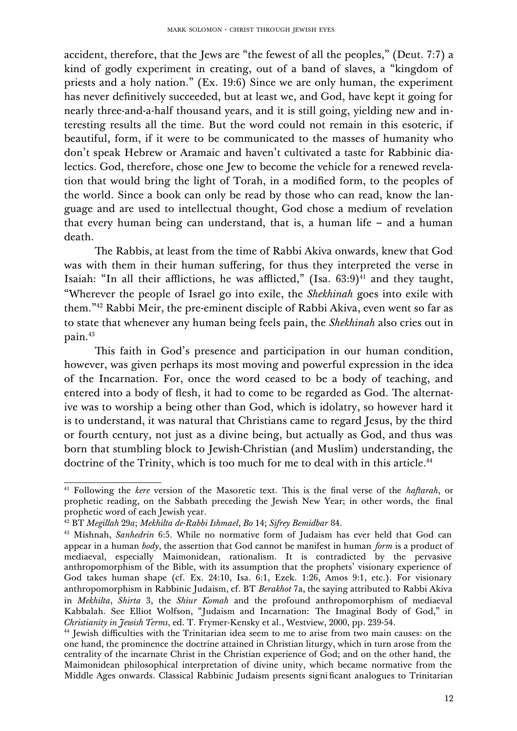accident, therefore, that the Jews are "the fewest of all the peoples," (Deut. 7:7) a kind of godly experiment in creating, out of a band of slaves, a "kingdom of priests and a holy nation." (Ex. 19:6) Since we are only human, the experiment has never definitively succeeded, but at least we, and God, have kept it going for nearly three-and-a-half thousand years, and it is still going, yielding new and interesting results all the time. But the word could not remain in this esoteric, if beautiful, form, if it were to be communicated to the masses of humanity who don't speak Hebrew or Aramaic and haven't cultivated a taste for Rabbinic dialectics. God, therefore, chose one Jew to become the vehicle for a renewed revelation that would bring the light of Torah, in a modified form, to the peoples of the world. Since a book can only be read by those who can read, know the language and are used to intellectual thought, God chose a medium of revelation that every human being can understand, that is, a human life – and a human death.

The Rabbis, at least from the time of Rabbi Akiva onwards, knew that God was with them in their human suffering, for thus they interpreted the verse in Isaiah: "In all their afflictions, he was afflicted," (Isa. 63:9)[41] and they taught, "Wherever the people of Israel go into exile, the *Shekhinah* goes into exile with them."[42] Rabbi Meir, the pre-eminent disciple of Rabbi Akiva, even went so far as to state that whenever any human being feels pain, the *Shekhinah* also cries out in pain.[43]

This faith in God's presence and participation in our human condition, however, was given perhaps its most moving and powerful expression in the idea of the Incarnation. For, once the word ceased to be a body of teaching, and entered into a body of flesh, it had to come to be regarded as God. The alternative was to worship a being other than God, which is idolatry, so however hard it is to understand, it was natural that Christians came to regard Jesus, by the third or fourth century, not just as a divine being, but actually as God, and thus was born that stumbling block to Jewish-Christian (and Muslim) understanding, the doctrine of the Trinity, which is too much for me to deal with in this article.[44]

---

[41] Following the *kere* version of the Masoretic text. This is the final verse of the *haftarah*, or prophetic reading, on the Sabbath preceding the Jewish New Year; in other words, the final prophetic word of each Jewish year.

[42] BT *Megillah* 29*a*; *Mekhilta de-Rabbi Ishmael*, *Bo* 14; *Sifrey Bemidbar* 84.

[43] Mishnah, *Sanhedrin* 6:5. While no normative form of Judaism has ever held that God can appear in a human *body*, the assertion that God cannot be manifest in human *form* is a product of mediaeval, especially Maimonidean, rationalism. It is contradicted by the pervasive anthropomorphism of the Bible, with its assumption that the prophets' visionary experience of God takes human shape (cf. Ex. 24:10, Isa. 6:1, Ezek. 1:26, Amos 9:1, etc.). For visionary anthropomorphism in Rabbinic Judaism, cf. BT *Berakhot* 7a, the saying attributed to Rabbi Akiva in *Mekhilta*, *Shirta* 3, the *Shiur Komah* and the profound anthropomorphism of mediaeval Kabbalah. See Elliot Wolfson, "Judaism and Incarnation: The Imaginal Body of God," in *Christianity in Jewish Terms*, ed. T. Frymer-Kensky et al., Westview, 2000, pp. 239-54.

[44] Jewish difficulties with the Trinitarian idea seem to me to arise from two main causes: on the one hand, the prominence the doctrine attained in Christian liturgy, which in turn arose from the centrality of the incarnate Christ in the Christian experience of God; and on the other hand, the Maimonidean philosophical interpretation of divine unity, which became normative from the Middle Ages onwards. Classical Rabbinic Judaism presents significant analogues to Trinitarian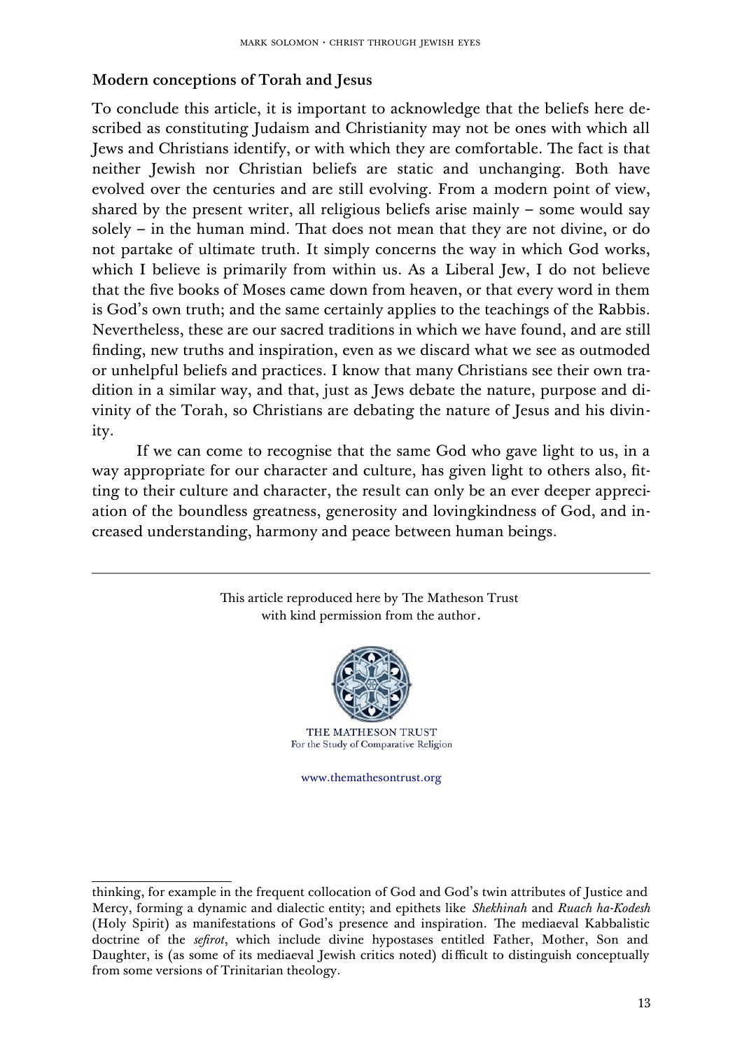## Modern conceptions of Torah and Jesus

To conclude this article, it is important to acknowledge that the beliefs here described as constituting Judaism and Christianity may not be ones with which all Jews and Christians identify, or with which they are comfortable. The fact is that neither Jewish nor Christian beliefs are static and unchanging. Both have evolved over the centuries and are still evolving. From a modern point of view, shared by the present writer, all religious beliefs arise mainly – some would say solely – in the human mind. That does not mean that they are not divine, or do not partake of ultimate truth. It simply concerns the way in which God works, which I believe is primarily from within us. As a Liberal Jew, I do not believe that the five books of Moses came down from heaven, or that every word in them is God's own truth; and the same certainly applies to the teachings of the Rabbis. Nevertheless, these are our sacred traditions in which we have found, and are still finding, new truths and inspiration, even as we discard what we see as outmoded or unhelpful beliefs and practices. I know that many Christians see their own tradition in a similar way, and that, just as Jews debate the nature, purpose and divinity of the Torah, so Christians are debating the nature of Jesus and his divinity.

If we can come to recognise that the same God who gave light to us, in a way appropriate for our character and culture, has given light to others also, fitting to their culture and character, the result can only be an ever deeper appreciation of the boundless greatness, generosity and lovingkindness of God, and increased understanding, harmony and peace between human beings.

---

This article reproduced here by The Matheson Trust with kind permission from the author.

THE MATHESON TRUST
For the Study of Comparative Religion

www.themathesontrust.org

---

thinking, for example in the frequent collocation of God and God's twin attributes of Justice and Mercy, forming a dynamic and dialectic entity; and epithets like *Shekhinah* and *Ruach ha-Kodesh* (Holy Spirit) as manifestations of God's presence and inspiration. The mediaeval Kabbalistic doctrine of the *sefirot*, which include divine hypostases entitled Father, Mother, Son and Daughter, is (as some of its mediaeval Jewish critics noted) difficult to distinguish conceptually from some versions of Trinitarian theology.